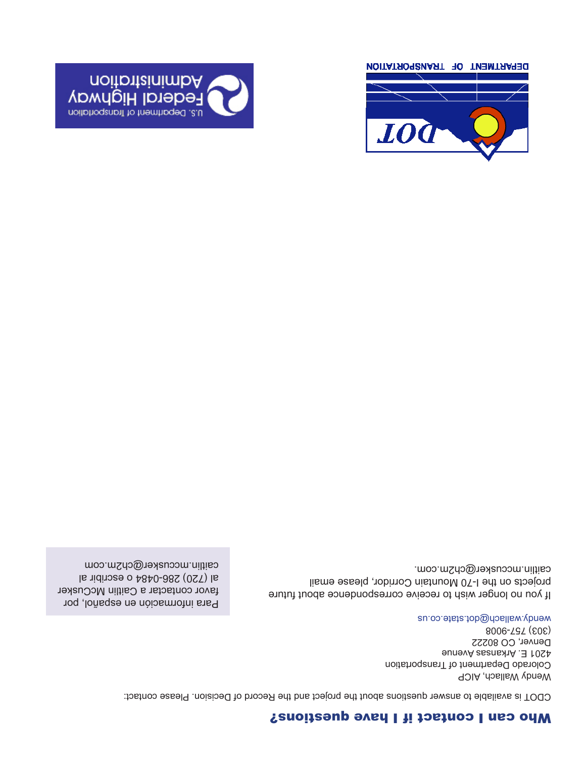## Who can I contact if I have questions?

CDOT is available to answer questions about the project and the Record of Decision. Please contact:

Wendy Wallach, AICP
Colorado Department of Transportation
4201 E. Arkansas Avenue
Denver, CO 80222
(303) 757-9008
wendy.wallach@dot.state.co.us

If you no longer wish to receive correspondence about future projects on the I-70 Mountain Corridor, please email caitlin.mccusker@ch2m.com.

Para información en español, por favor contactar a Caitlin McCusker al (720) 286-0484 o escribir al caitlin.mccusker@ch2m.com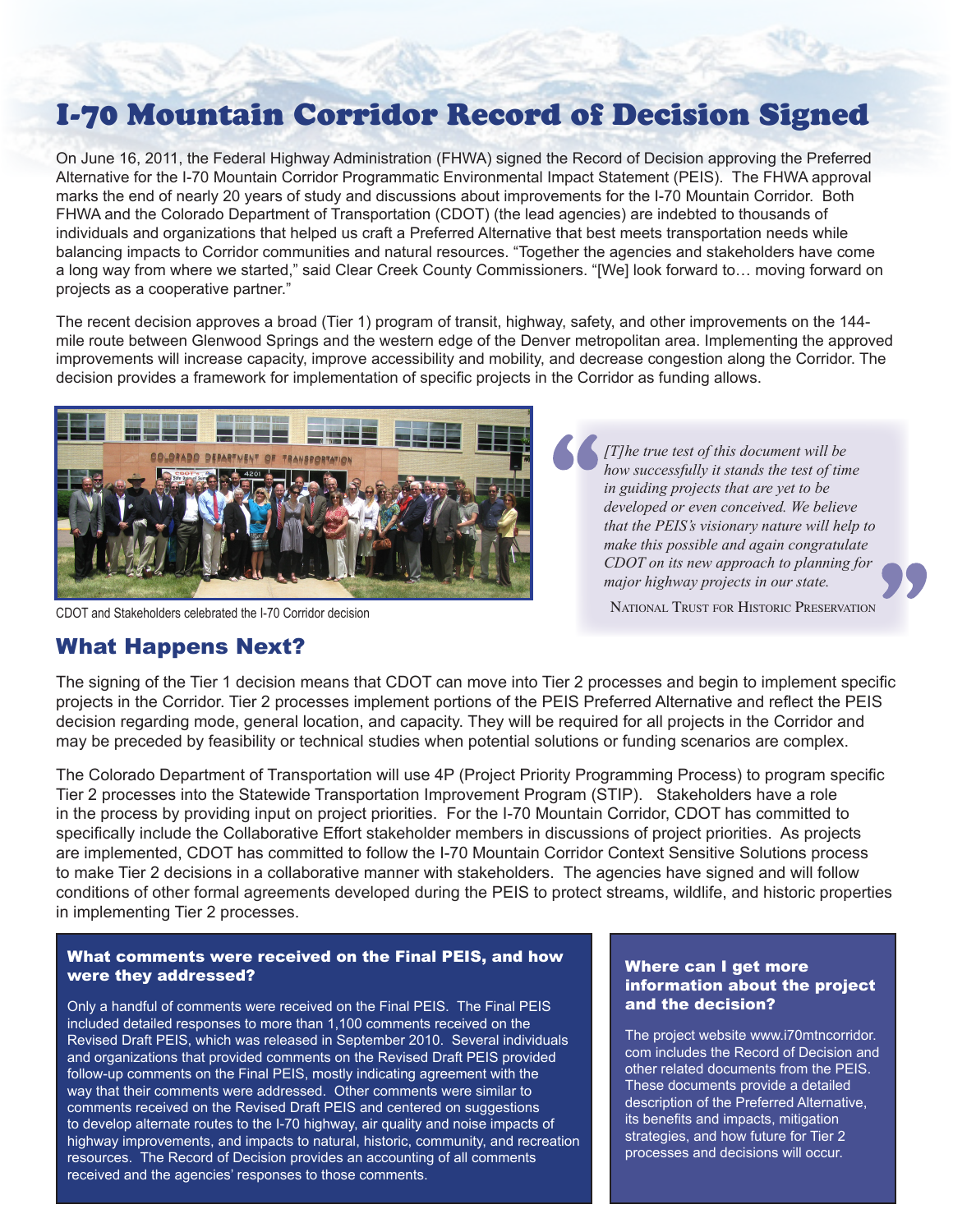# I-70 Mountain Corridor Record of Decision Signed

On June 16, 2011, the Federal Highway Administration (FHWA) signed the Record of Decision approving the Preferred Alternative for the I-70 Mountain Corridor Programmatic Environmental Impact Statement (PEIS). The FHWA approval marks the end of nearly 20 years of study and discussions about improvements for the I-70 Mountain Corridor. Both FHWA and the Colorado Department of Transportation (CDOT) (the lead agencies) are indebted to thousands of individuals and organizations that helped us craft a Preferred Alternative that best meets transportation needs while balancing impacts to Corridor communities and natural resources. "Together the agencies and stakeholders have come a long way from where we started," said Clear Creek County Commissioners. "[We] look forward to… moving forward on projects as a cooperative partner."

The recent decision approves a broad (Tier 1) program of transit, highway, safety, and other improvements on the 144-mile route between Glenwood Springs and the western edge of the Denver metropolitan area. Implementing the approved improvements will increase capacity, improve accessibility and mobility, and decrease congestion along the Corridor. The decision provides a framework for implementation of specific projects in the Corridor as funding allows.

CDOT and Stakeholders celebrated the I-70 Corridor decision

> *[T]he true test of this document will be how successfully it stands the test of time in guiding projects that are yet to be developed or even conceived. We believe that the PEIS's visionary nature will help to make this possible and again congratulate CDOT on its new approach to planning for major highway projects in our state.*
>
> National Trust for Historic Preservation

## What Happens Next?

The signing of the Tier 1 decision means that CDOT can move into Tier 2 processes and begin to implement specific projects in the Corridor. Tier 2 processes implement portions of the PEIS Preferred Alternative and reflect the PEIS decision regarding mode, general location, and capacity. They will be required for all projects in the Corridor and may be preceded by feasibility or technical studies when potential solutions or funding scenarios are complex.

The Colorado Department of Transportation will use 4P (Project Priority Programming Process) to program specific Tier 2 processes into the Statewide Transportation Improvement Program (STIP). Stakeholders have a role in the process by providing input on project priorities. For the I-70 Mountain Corridor, CDOT has committed to specifically include the Collaborative Effort stakeholder members in discussions of project priorities. As projects are implemented, CDOT has committed to follow the I-70 Mountain Corridor Context Sensitive Solutions process to make Tier 2 decisions in a collaborative manner with stakeholders. The agencies have signed and will follow conditions of other formal agreements developed during the PEIS to protect streams, wildlife, and historic properties in implementing Tier 2 processes.

### What comments were received on the Final PEIS, and how were they addressed?

Only a handful of comments were received on the Final PEIS. The Final PEIS included detailed responses to more than 1,100 comments received on the Revised Draft PEIS, which was released in September 2010. Several individuals and organizations that provided comments on the Revised Draft PEIS provided follow-up comments on the Final PEIS, mostly indicating agreement with the way that their comments were addressed. Other comments were similar to comments received on the Revised Draft PEIS and centered on suggestions to develop alternate routes to the I-70 highway, air quality and noise impacts of highway improvements, and impacts to natural, historic, community, and recreation resources. The Record of Decision provides an accounting of all comments received and the agencies' responses to those comments.

### Where can I get more information about the project and the decision?

The project website www.i70mtncorridor.com includes the Record of Decision and other related documents from the PEIS. These documents provide a detailed description of the Preferred Alternative, its benefits and impacts, mitigation strategies, and how future for Tier 2 processes and decisions will occur.